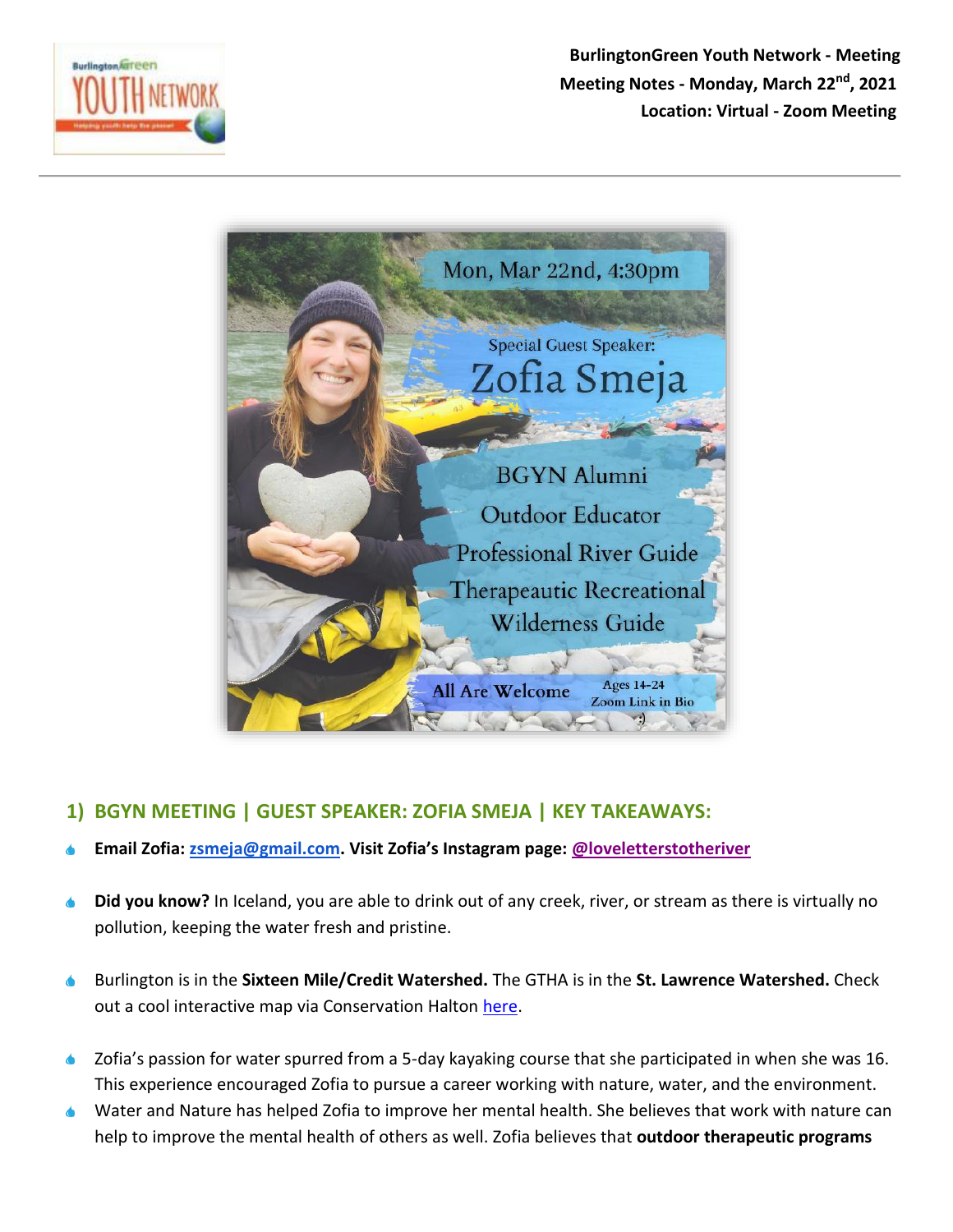BurlingtonGreen Youth Network - Meeting
Meeting Notes - Monday, March 22nd, 2021
Location: Virtual - Zoom Meeting

Mon, Mar 22nd, 4:30pm

Special Guest Speaker:
Zofia Smeja

BGYN Alumni
Outdoor Educator
Professional River Guide
Therapeautic Recreational Wilderness Guide

All Are Welcome
Ages 14-24
Zoom Link in Bio

## 1) BGYN MEETING | GUEST SPEAKER: ZOFIA SMEJA | KEY TAKEAWAYS:

- **Email Zofia: zsmeja@gmail.com. Visit Zofia's Instagram page: @loveletterstotheriver**

- **Did you know?** In Iceland, you are able to drink out of any creek, river, or stream as there is virtually no pollution, keeping the water fresh and pristine.

- Burlington is in the **Sixteen Mile/Credit Watershed.** The GTHA is in the **St. Lawrence Watershed.** Check out a cool interactive map via Conservation Halton here.

- Zofia's passion for water spurred from a 5-day kayaking course that she participated in when she was 16. This experience encouraged Zofia to pursue a career working with nature, water, and the environment.
- Water and Nature has helped Zofia to improve her mental health. She believes that work with nature can help to improve the mental health of others as well. Zofia believes that **outdoor therapeutic programs**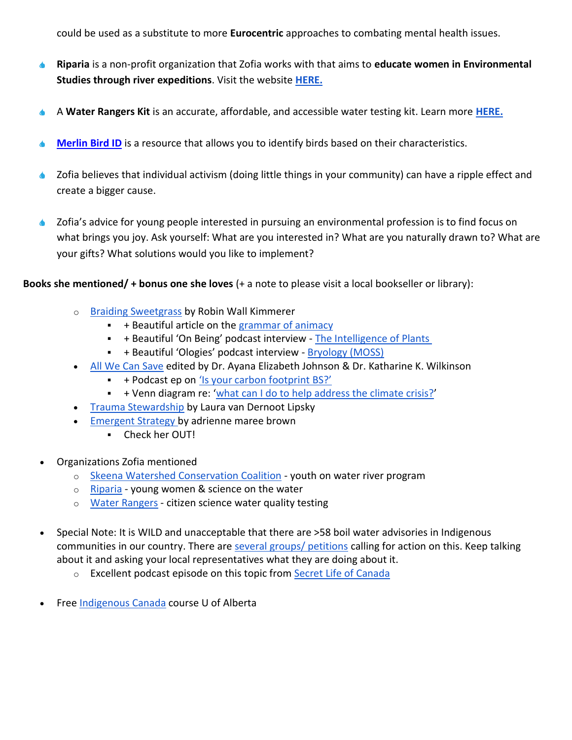could be used as a substitute to more **Eurocentric** approaches to combating mental health issues.

- **Riparia** is a non-profit organization that Zofia works with that aims to **educate women in Environmental Studies through river expeditions**. Visit the website **HERE.**

- A **Water Rangers Kit** is an accurate, affordable, and accessible water testing kit. Learn more **HERE.**

- **Merlin Bird ID** is a resource that allows you to identify birds based on their characteristics.

- Zofia believes that individual activism (doing little things in your community) can have a ripple effect and create a bigger cause.

- Zofia's advice for young people interested in pursuing an environmental profession is to find focus on what brings you joy. Ask yourself: What are you interested in? What are you naturally drawn to? What are your gifts? What solutions would you like to implement?

**Books she mentioned/ + bonus one she loves** (+ a note to please visit a local bookseller or library):

- Braiding Sweetgrass by Robin Wall Kimmerer
  - + Beautiful article on the grammar of animacy
  - + Beautiful 'On Being' podcast interview - The Intelligence of Plants
  - + Beautiful 'Ologies' podcast interview - Bryology (MOSS)
- All We Can Save edited by Dr. Ayana Elizabeth Johnson & Dr. Katharine K. Wilkinson
  - + Podcast ep on 'Is your carbon footprint BS?'
  - + Venn diagram re: 'what can I do to help address the climate crisis?'
- Trauma Stewardship by Laura van Dernoot Lipsky
- Emergent Strategy by adrienne maree brown
  - Check her OUT!

- Organizations Zofia mentioned
  - Skeena Watershed Conservation Coalition - youth on water river program
  - Riparia - young women & science on the water
  - Water Rangers - citizen science water quality testing

- Special Note: It is WILD and unacceptable that there are >58 boil water advisories in Indigenous communities in our country. There are several groups/ petitions calling for action on this. Keep talking about it and asking your local representatives what they are doing about it.
  - Excellent podcast episode on this topic from Secret Life of Canada

- Free Indigenous Canada course U of Alberta